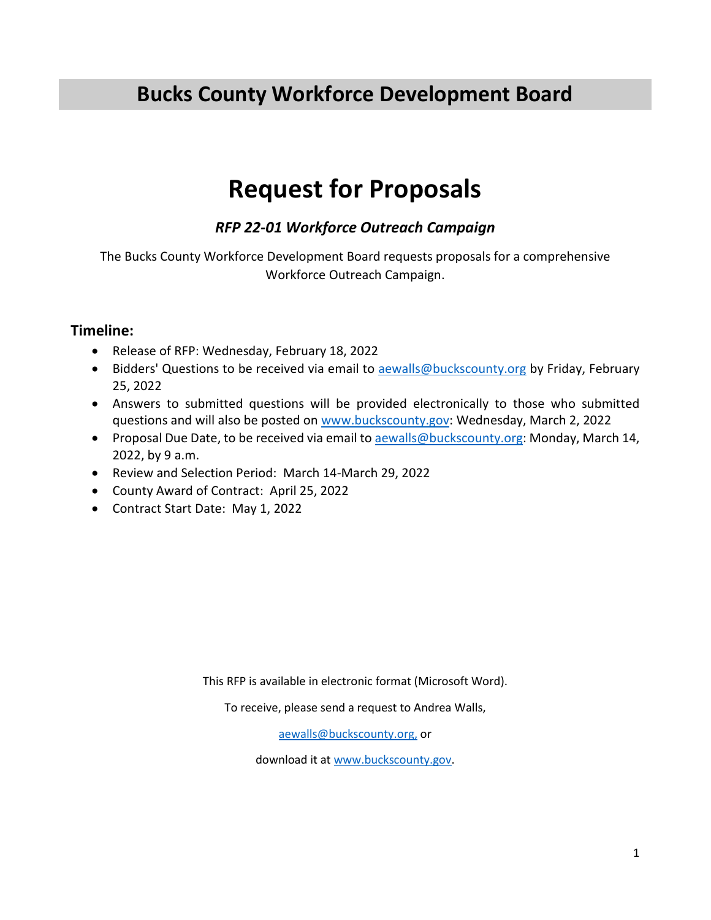# Bucks County Workforce Development Board

# Request for Proposals

### *RFP 22-01 Workforce Outreach Campaign*

The Bucks County Workforce Development Board requests proposals for a comprehensive Workforce Outreach Campaign.

**Timeline:**

- Release of RFP: Wednesday, February 18, 2022
- Bidders' Questions to be received via email to aewalls@buckscounty.org by Friday, February 25, 2022
- Answers to submitted questions will be provided electronically to those who submitted questions and will also be posted on www.buckscounty.gov: Wednesday, March 2, 2022
- Proposal Due Date, to be received via email to aewalls@buckscounty.org: Monday, March 14, 2022, by 9 a.m.
- Review and Selection Period: March 14-March 29, 2022
- County Award of Contract: April 25, 2022
- Contract Start Date: May 1, 2022

This RFP is available in electronic format (Microsoft Word).

To receive, please send a request to Andrea Walls,

aewalls@buckscounty.org, or

download it at www.buckscounty.gov.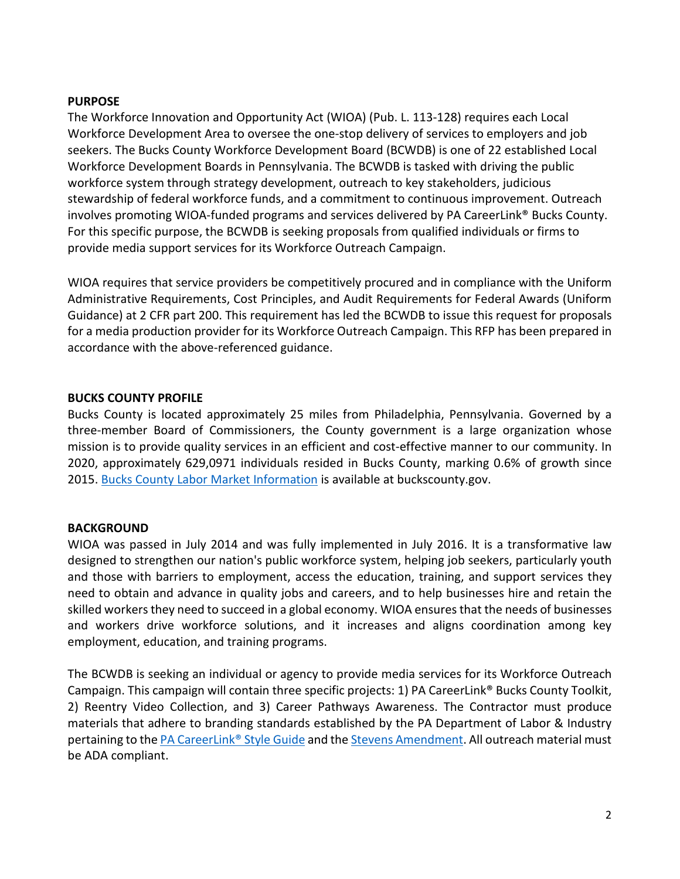**PURPOSE**

The Workforce Innovation and Opportunity Act (WIOA) (Pub. L. 113-128) requires each Local Workforce Development Area to oversee the one-stop delivery of services to employers and job seekers. The Bucks County Workforce Development Board (BCWDB) is one of 22 established Local Workforce Development Boards in Pennsylvania. The BCWDB is tasked with driving the public workforce system through strategy development, outreach to key stakeholders, judicious stewardship of federal workforce funds, and a commitment to continuous improvement. Outreach involves promoting WIOA-funded programs and services delivered by PA CareerLink® Bucks County. For this specific purpose, the BCWDB is seeking proposals from qualified individuals or firms to provide media support services for its Workforce Outreach Campaign.

WIOA requires that service providers be competitively procured and in compliance with the Uniform Administrative Requirements, Cost Principles, and Audit Requirements for Federal Awards (Uniform Guidance) at 2 CFR part 200. This requirement has led the BCWDB to issue this request for proposals for a media production provider for its Workforce Outreach Campaign. This RFP has been prepared in accordance with the above-referenced guidance.

**BUCKS COUNTY PROFILE**

Bucks County is located approximately 25 miles from Philadelphia, Pennsylvania. Governed by a three-member Board of Commissioners, the County government is a large organization whose mission is to provide quality services in an efficient and cost-effective manner to our community. In 2020, approximately 629,0971 individuals resided in Bucks County, marking 0.6% of growth since 2015. [Bucks County Labor Market Information] is available at buckscounty.gov.

**BACKGROUND**

WIOA was passed in July 2014 and was fully implemented in July 2016. It is a transformative law designed to strengthen our nation's public workforce system, helping job seekers, particularly youth and those with barriers to employment, access the education, training, and support services they need to obtain and advance in quality jobs and careers, and to help businesses hire and retain the skilled workers they need to succeed in a global economy. WIOA ensures that the needs of businesses and workers drive workforce solutions, and it increases and aligns coordination among key employment, education, and training programs.

The BCWDB is seeking an individual or agency to provide media services for its Workforce Outreach Campaign. This campaign will contain three specific projects: 1) PA CareerLink® Bucks County Toolkit, 2) Reentry Video Collection, and 3) Career Pathways Awareness. The Contractor must produce materials that adhere to branding standards established by the PA Department of Labor & Industry pertaining to the [PA CareerLink® Style Guide] and the [Stevens Amendment]. All outreach material must be ADA compliant.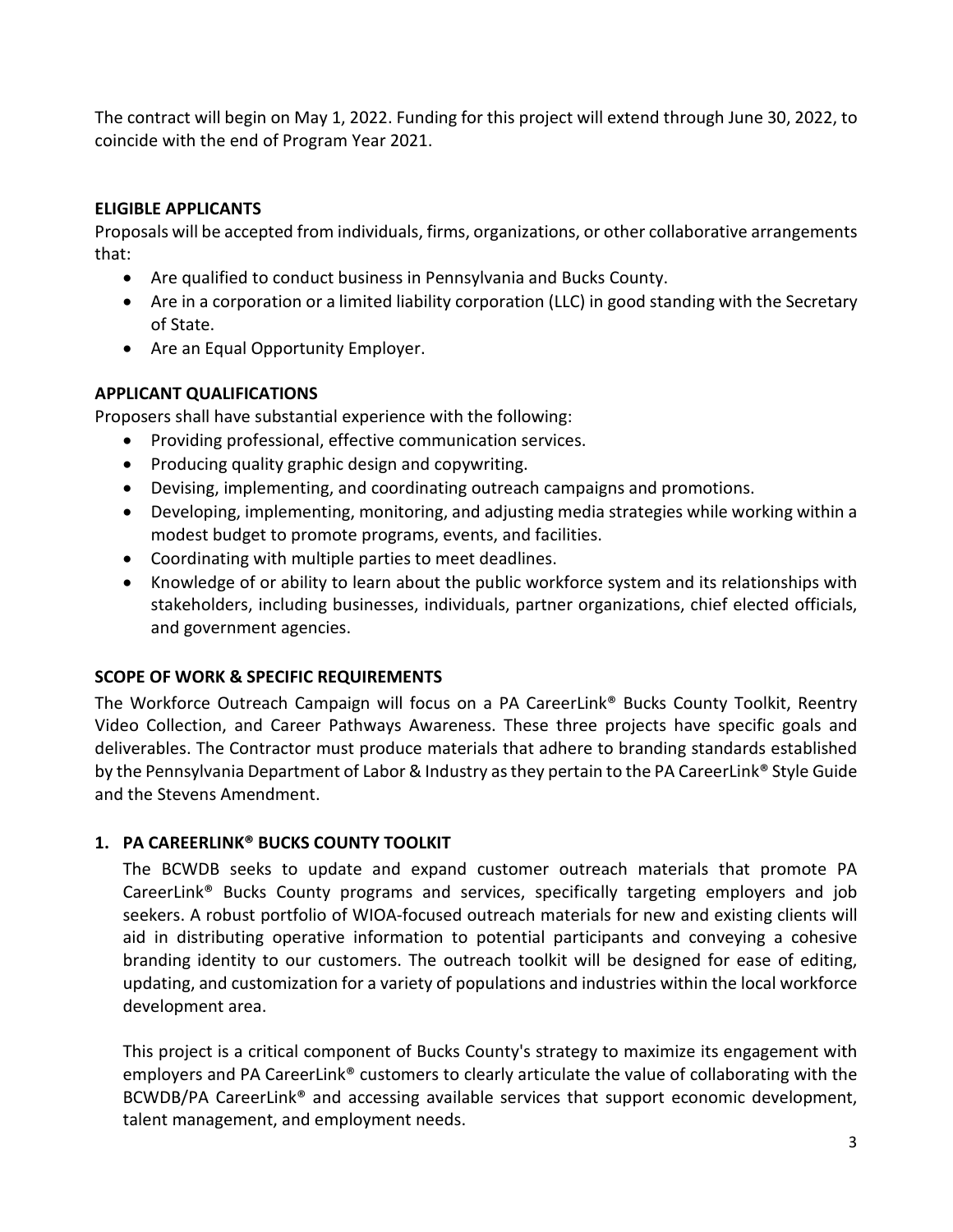The contract will begin on May 1, 2022. Funding for this project will extend through June 30, 2022, to coincide with the end of Program Year 2021.

**ELIGIBLE APPLICANTS**

Proposals will be accepted from individuals, firms, organizations, or other collaborative arrangements that:

- Are qualified to conduct business in Pennsylvania and Bucks County.
- Are in a corporation or a limited liability corporation (LLC) in good standing with the Secretary of State.
- Are an Equal Opportunity Employer.

**APPLICANT QUALIFICATIONS**

Proposers shall have substantial experience with the following:

- Providing professional, effective communication services.
- Producing quality graphic design and copywriting.
- Devising, implementing, and coordinating outreach campaigns and promotions.
- Developing, implementing, monitoring, and adjusting media strategies while working within a modest budget to promote programs, events, and facilities.
- Coordinating with multiple parties to meet deadlines.
- Knowledge of or ability to learn about the public workforce system and its relationships with stakeholders, including businesses, individuals, partner organizations, chief elected officials, and government agencies.

**SCOPE OF WORK & SPECIFIC REQUIREMENTS**

The Workforce Outreach Campaign will focus on a PA CareerLink® Bucks County Toolkit, Reentry Video Collection, and Career Pathways Awareness. These three projects have specific goals and deliverables. The Contractor must produce materials that adhere to branding standards established by the Pennsylvania Department of Labor & Industry as they pertain to the PA CareerLink® Style Guide and the Stevens Amendment.

**1. PA CAREERLINK® BUCKS COUNTY TOOLKIT**

The BCWDB seeks to update and expand customer outreach materials that promote PA CareerLink® Bucks County programs and services, specifically targeting employers and job seekers. A robust portfolio of WIOA-focused outreach materials for new and existing clients will aid in distributing operative information to potential participants and conveying a cohesive branding identity to our customers. The outreach toolkit will be designed for ease of editing, updating, and customization for a variety of populations and industries within the local workforce development area.

This project is a critical component of Bucks County's strategy to maximize its engagement with employers and PA CareerLink® customers to clearly articulate the value of collaborating with the BCWDB/PA CareerLink® and accessing available services that support economic development, talent management, and employment needs.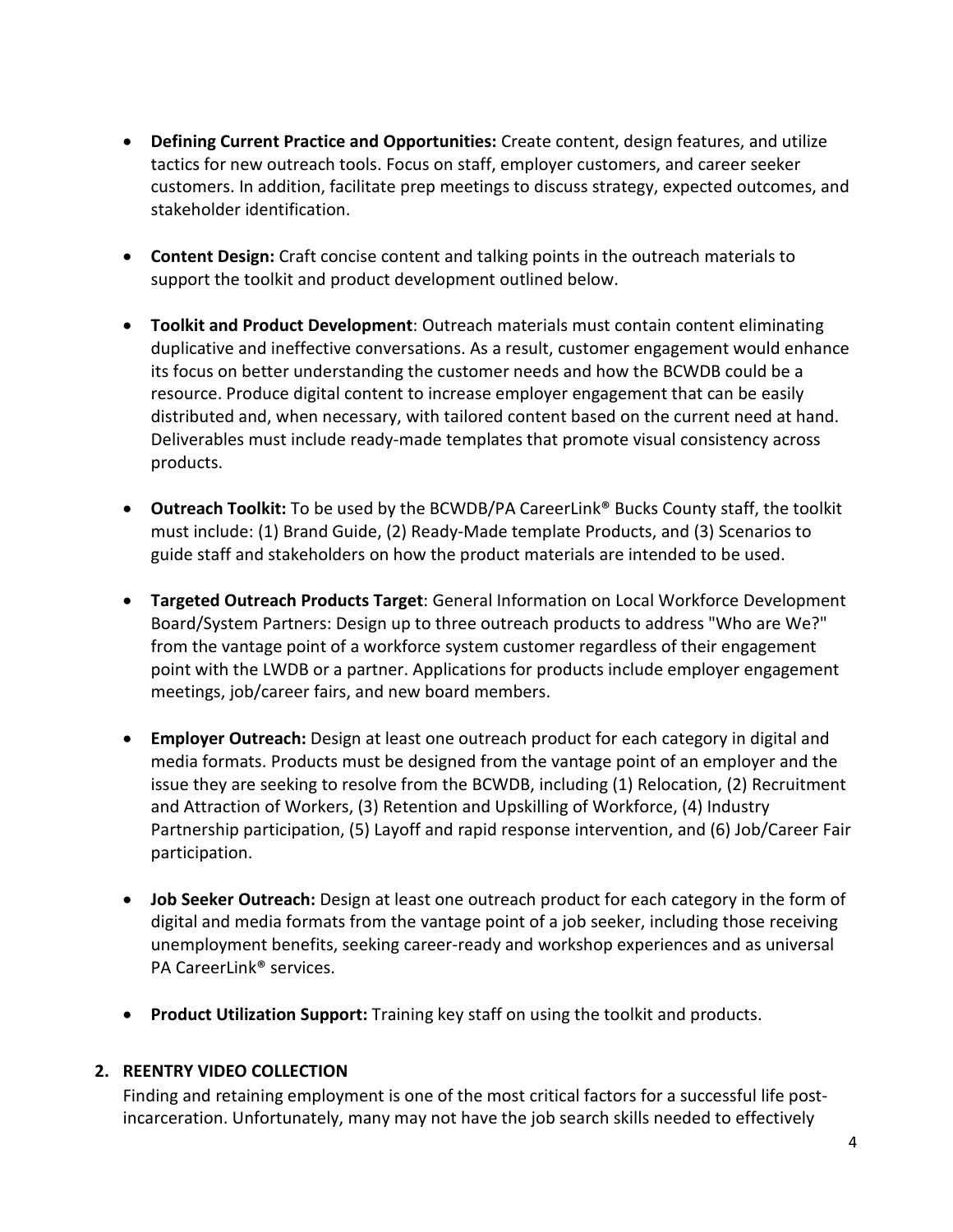- **Defining Current Practice and Opportunities:** Create content, design features, and utilize tactics for new outreach tools. Focus on staff, employer customers, and career seeker customers. In addition, facilitate prep meetings to discuss strategy, expected outcomes, and stakeholder identification.

- **Content Design:** Craft concise content and talking points in the outreach materials to support the toolkit and product development outlined below.

- **Toolkit and Product Development**: Outreach materials must contain content eliminating duplicative and ineffective conversations. As a result, customer engagement would enhance its focus on better understanding the customer needs and how the BCWDB could be a resource. Produce digital content to increase employer engagement that can be easily distributed and, when necessary, with tailored content based on the current need at hand. Deliverables must include ready-made templates that promote visual consistency across products.

- **Outreach Toolkit:** To be used by the BCWDB/PA CareerLink® Bucks County staff, the toolkit must include: (1) Brand Guide, (2) Ready-Made template Products, and (3) Scenarios to guide staff and stakeholders on how the product materials are intended to be used.

- **Targeted Outreach Products Target**: General Information on Local Workforce Development Board/System Partners: Design up to three outreach products to address "Who are We?" from the vantage point of a workforce system customer regardless of their engagement point with the LWDB or a partner. Applications for products include employer engagement meetings, job/career fairs, and new board members.

- **Employer Outreach:** Design at least one outreach product for each category in digital and media formats. Products must be designed from the vantage point of an employer and the issue they are seeking to resolve from the BCWDB, including (1) Relocation, (2) Recruitment and Attraction of Workers, (3) Retention and Upskilling of Workforce, (4) Industry Partnership participation, (5) Layoff and rapid response intervention, and (6) Job/Career Fair participation.

- **Job Seeker Outreach:** Design at least one outreach product for each category in the form of digital and media formats from the vantage point of a job seeker, including those receiving unemployment benefits, seeking career-ready and workshop experiences and as universal PA CareerLink® services.

- **Product Utilization Support:** Training key staff on using the toolkit and products.

## 2. REENTRY VIDEO COLLECTION

Finding and retaining employment is one of the most critical factors for a successful life post-incarceration. Unfortunately, many may not have the job search skills needed to effectively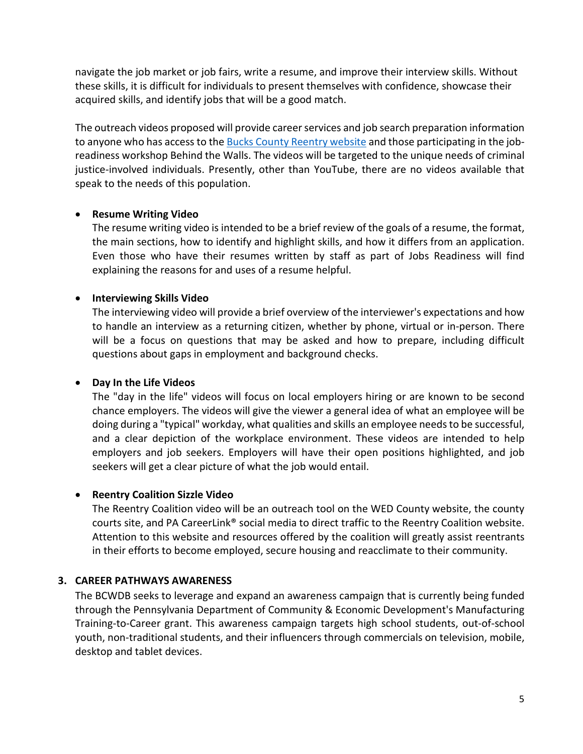navigate the job market or job fairs, write a resume, and improve their interview skills. Without these skills, it is difficult for individuals to present themselves with confidence, showcase their acquired skills, and identify jobs that will be a good match.

The outreach videos proposed will provide career services and job search preparation information to anyone who has access to the [Bucks County Reentry website] and those participating in the job-readiness workshop Behind the Walls. The videos will be targeted to the unique needs of criminal justice-involved individuals. Presently, other than YouTube, there are no videos available that speak to the needs of this population.

- **Resume Writing Video**
  The resume writing video is intended to be a brief review of the goals of a resume, the format, the main sections, how to identify and highlight skills, and how it differs from an application. Even those who have their resumes written by staff as part of Jobs Readiness will find explaining the reasons for and uses of a resume helpful.

- **Interviewing Skills Video**
  The interviewing video will provide a brief overview of the interviewer's expectations and how to handle an interview as a returning citizen, whether by phone, virtual or in-person. There will be a focus on questions that may be asked and how to prepare, including difficult questions about gaps in employment and background checks.

- **Day In the Life Videos**
  The "day in the life" videos will focus on local employers hiring or are known to be second chance employers. The videos will give the viewer a general idea of what an employee will be doing during a "typical" workday, what qualities and skills an employee needs to be successful, and a clear depiction of the workplace environment. These videos are intended to help employers and job seekers. Employers will have their open positions highlighted, and job seekers will get a clear picture of what the job would entail.

- **Reentry Coalition Sizzle Video**
  The Reentry Coalition video will be an outreach tool on the WED County website, the county courts site, and PA CareerLink® social media to direct traffic to the Reentry Coalition website. Attention to this website and resources offered by the coalition will greatly assist reentrants in their efforts to become employed, secure housing and reacclimate to their community.

### 3. CAREER PATHWAYS AWARENESS

The BCWDB seeks to leverage and expand an awareness campaign that is currently being funded through the Pennsylvania Department of Community & Economic Development's Manufacturing Training-to-Career grant. This awareness campaign targets high school students, out-of-school youth, non-traditional students, and their influencers through commercials on television, mobile, desktop and tablet devices.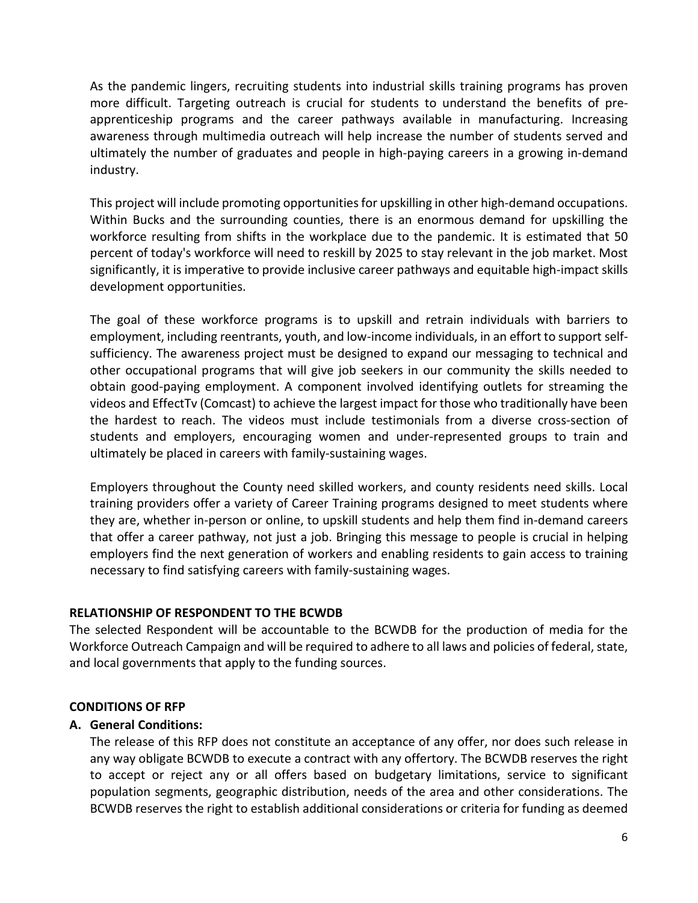As the pandemic lingers, recruiting students into industrial skills training programs has proven more difficult. Targeting outreach is crucial for students to understand the benefits of pre-apprenticeship programs and the career pathways available in manufacturing. Increasing awareness through multimedia outreach will help increase the number of students served and ultimately the number of graduates and people in high-paying careers in a growing in-demand industry.

This project will include promoting opportunities for upskilling in other high-demand occupations. Within Bucks and the surrounding counties, there is an enormous demand for upskilling the workforce resulting from shifts in the workplace due to the pandemic. It is estimated that 50 percent of today's workforce will need to reskill by 2025 to stay relevant in the job market. Most significantly, it is imperative to provide inclusive career pathways and equitable high-impact skills development opportunities.

The goal of these workforce programs is to upskill and retrain individuals with barriers to employment, including reentrants, youth, and low-income individuals, in an effort to support self-sufficiency. The awareness project must be designed to expand our messaging to technical and other occupational programs that will give job seekers in our community the skills needed to obtain good-paying employment. A component involved identifying outlets for streaming the videos and EffectTv (Comcast) to achieve the largest impact for those who traditionally have been the hardest to reach. The videos must include testimonials from a diverse cross-section of students and employers, encouraging women and under-represented groups to train and ultimately be placed in careers with family-sustaining wages.

Employers throughout the County need skilled workers, and county residents need skills. Local training providers offer a variety of Career Training programs designed to meet students where they are, whether in-person or online, to upskill students and help them find in-demand careers that offer a career pathway, not just a job. Bringing this message to people is crucial in helping employers find the next generation of workers and enabling residents to gain access to training necessary to find satisfying careers with family-sustaining wages.

## RELATIONSHIP OF RESPONDENT TO THE BCWDB

The selected Respondent will be accountable to the BCWDB for the production of media for the Workforce Outreach Campaign and will be required to adhere to all laws and policies of federal, state, and local governments that apply to the funding sources.

## CONDITIONS OF RFP

### A. General Conditions:

The release of this RFP does not constitute an acceptance of any offer, nor does such release in any way obligate BCWDB to execute a contract with any offertory. The BCWDB reserves the right to accept or reject any or all offers based on budgetary limitations, service to significant population segments, geographic distribution, needs of the area and other considerations. The BCWDB reserves the right to establish additional considerations or criteria for funding as deemed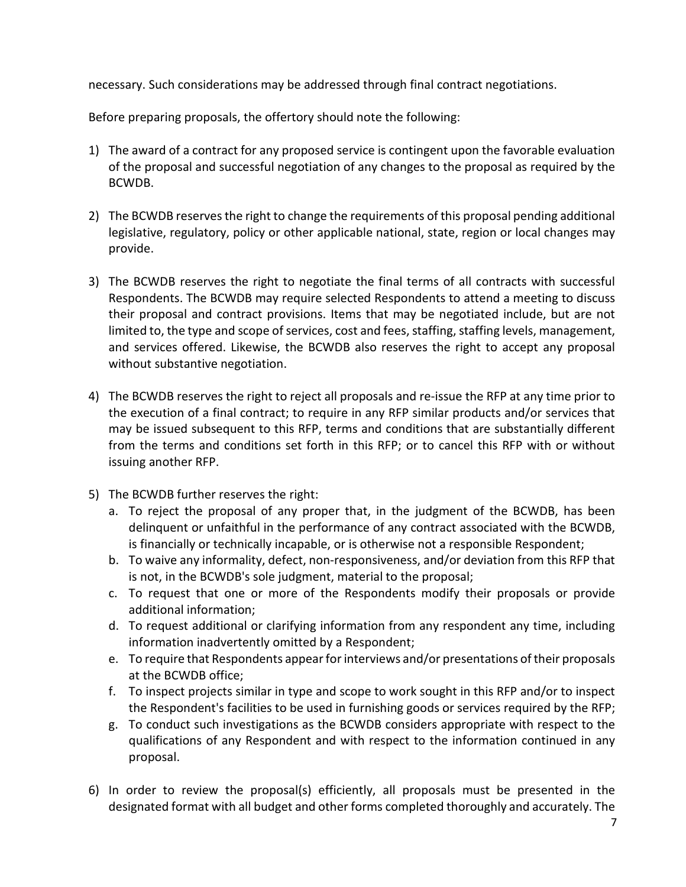necessary. Such considerations may be addressed through final contract negotiations.

Before preparing proposals, the offertory should note the following:

1) The award of a contract for any proposed service is contingent upon the favorable evaluation of the proposal and successful negotiation of any changes to the proposal as required by the BCWDB.

2) The BCWDB reserves the right to change the requirements of this proposal pending additional legislative, regulatory, policy or other applicable national, state, region or local changes may provide.

3) The BCWDB reserves the right to negotiate the final terms of all contracts with successful Respondents. The BCWDB may require selected Respondents to attend a meeting to discuss their proposal and contract provisions. Items that may be negotiated include, but are not limited to, the type and scope of services, cost and fees, staffing, staffing levels, management, and services offered. Likewise, the BCWDB also reserves the right to accept any proposal without substantive negotiation.

4) The BCWDB reserves the right to reject all proposals and re-issue the RFP at any time prior to the execution of a final contract; to require in any RFP similar products and/or services that may be issued subsequent to this RFP, terms and conditions that are substantially different from the terms and conditions set forth in this RFP; or to cancel this RFP with or without issuing another RFP.

5) The BCWDB further reserves the right:
   a. To reject the proposal of any proper that, in the judgment of the BCWDB, has been delinquent or unfaithful in the performance of any contract associated with the BCWDB, is financially or technically incapable, or is otherwise not a responsible Respondent;
   b. To waive any informality, defect, non-responsiveness, and/or deviation from this RFP that is not, in the BCWDB's sole judgment, material to the proposal;
   c. To request that one or more of the Respondents modify their proposals or provide additional information;
   d. To request additional or clarifying information from any respondent any time, including information inadvertently omitted by a Respondent;
   e. To require that Respondents appear for interviews and/or presentations of their proposals at the BCWDB office;
   f. To inspect projects similar in type and scope to work sought in this RFP and/or to inspect the Respondent's facilities to be used in furnishing goods or services required by the RFP;
   g. To conduct such investigations as the BCWDB considers appropriate with respect to the qualifications of any Respondent and with respect to the information continued in any proposal.

6) In order to review the proposal(s) efficiently, all proposals must be presented in the designated format with all budget and other forms completed thoroughly and accurately. The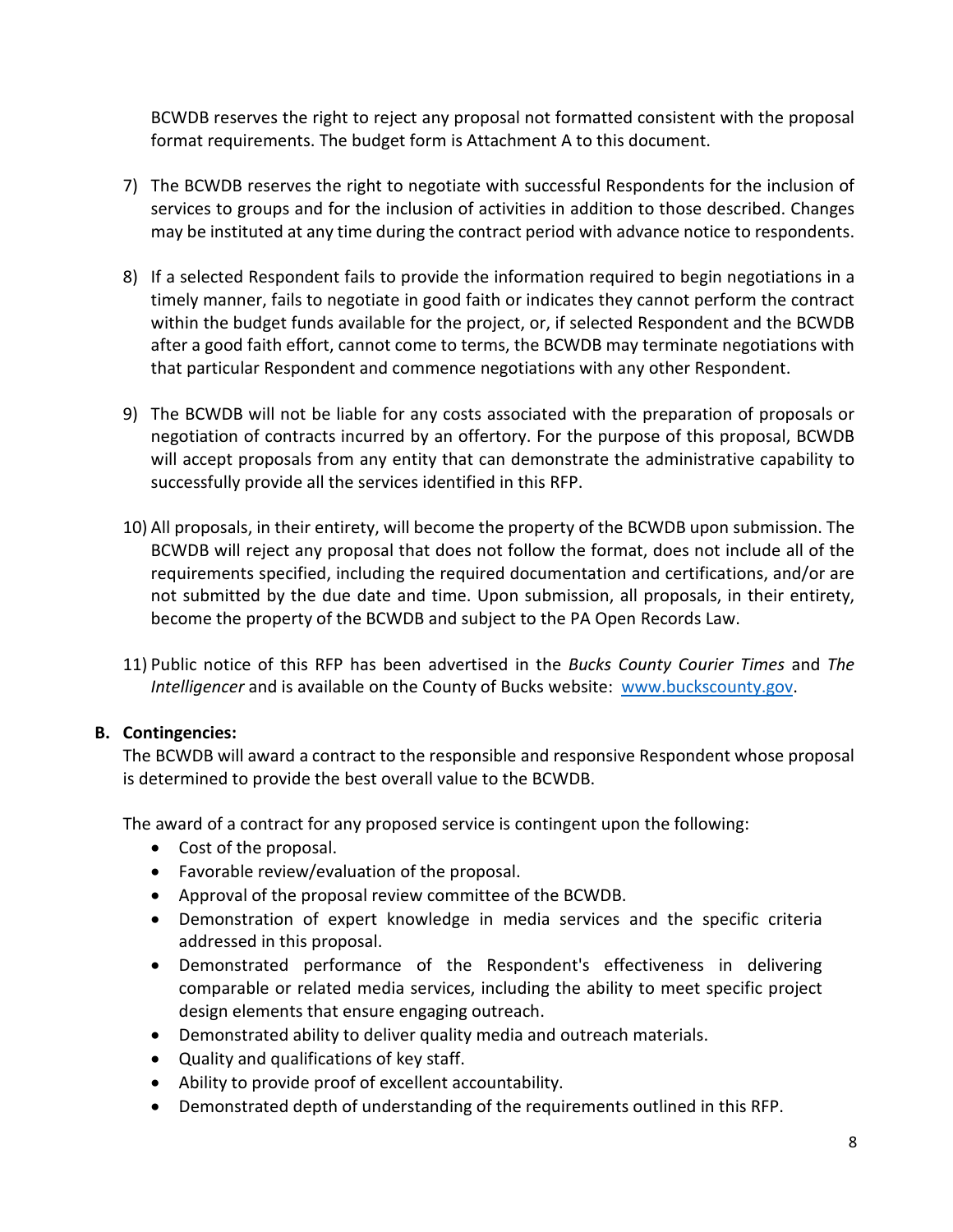BCWDB reserves the right to reject any proposal not formatted consistent with the proposal format requirements. The budget form is Attachment A to this document.

7) The BCWDB reserves the right to negotiate with successful Respondents for the inclusion of services to groups and for the inclusion of activities in addition to those described. Changes may be instituted at any time during the contract period with advance notice to respondents.

8) If a selected Respondent fails to provide the information required to begin negotiations in a timely manner, fails to negotiate in good faith or indicates they cannot perform the contract within the budget funds available for the project, or, if selected Respondent and the BCWDB after a good faith effort, cannot come to terms, the BCWDB may terminate negotiations with that particular Respondent and commence negotiations with any other Respondent.

9) The BCWDB will not be liable for any costs associated with the preparation of proposals or negotiation of contracts incurred by an offertory. For the purpose of this proposal, BCWDB will accept proposals from any entity that can demonstrate the administrative capability to successfully provide all the services identified in this RFP.

10) All proposals, in their entirety, will become the property of the BCWDB upon submission. The BCWDB will reject any proposal that does not follow the format, does not include all of the requirements specified, including the required documentation and certifications, and/or are not submitted by the due date and time. Upon submission, all proposals, in their entirety, become the property of the BCWDB and subject to the PA Open Records Law.

11) Public notice of this RFP has been advertised in the *Bucks County Courier Times* and *The Intelligencer* and is available on the County of Bucks website: [www.buckscounty.gov](http://www.buckscounty.gov).

**B. Contingencies:**

The BCWDB will award a contract to the responsible and responsive Respondent whose proposal is determined to provide the best overall value to the BCWDB.

The award of a contract for any proposed service is contingent upon the following:

- Cost of the proposal.
- Favorable review/evaluation of the proposal.
- Approval of the proposal review committee of the BCWDB.
- Demonstration of expert knowledge in media services and the specific criteria addressed in this proposal.
- Demonstrated performance of the Respondent's effectiveness in delivering comparable or related media services, including the ability to meet specific project design elements that ensure engaging outreach.
- Demonstrated ability to deliver quality media and outreach materials.
- Quality and qualifications of key staff.
- Ability to provide proof of excellent accountability.
- Demonstrated depth of understanding of the requirements outlined in this RFP.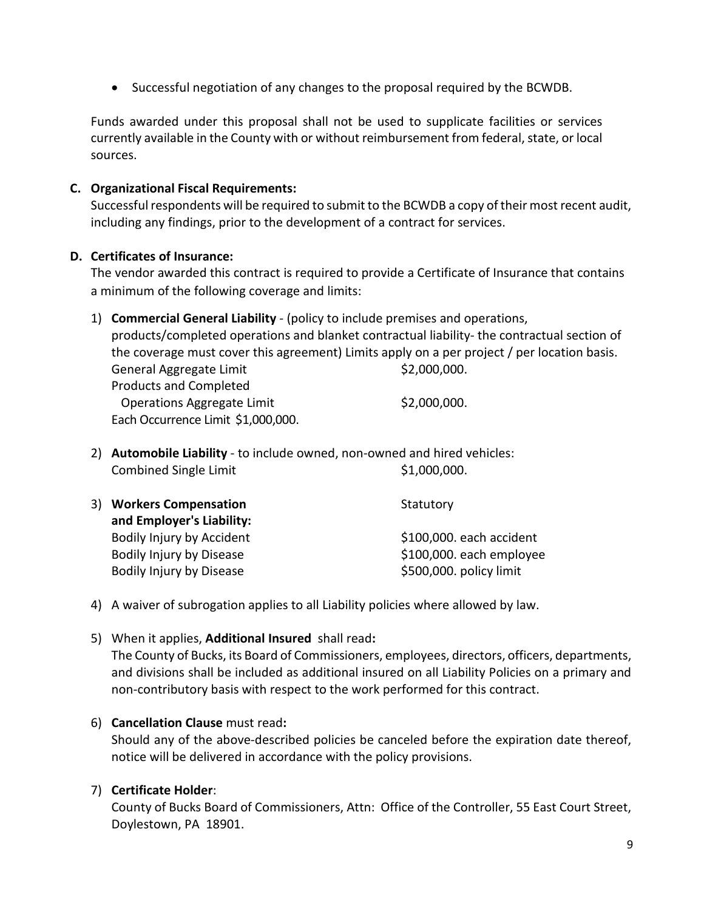- Successful negotiation of any changes to the proposal required by the BCWDB.

Funds awarded under this proposal shall not be used to supplicate facilities or services currently available in the County with or without reimbursement from federal, state, or local sources.

**C. Organizational Fiscal Requirements:**

Successful respondents will be required to submit to the BCWDB a copy of their most recent audit, including any findings, prior to the development of a contract for services.

**D. Certificates of Insurance:**

The vendor awarded this contract is required to provide a Certificate of Insurance that contains a minimum of the following coverage and limits:

1) **Commercial General Liability** - (policy to include premises and operations, products/completed operations and blanket contractual liability- the contractual section of the coverage must cover this agreement) Limits apply on a per project / per location basis.

   | | |
   |---|---|
   | General Aggregate Limit | $2,000,000. |
   | Products and Completed Operations Aggregate Limit | $2,000,000. |
   | Each Occurrence Limit $1,000,000. | |

2) **Automobile Liability** - to include owned, non-owned and hired vehicles:

   | | |
   |---|---|
   | Combined Single Limit | $1,000,000. |

3) **Workers Compensation and Employer's Liability:**

   | | |
   |---|---|
   | **Workers Compensation and Employer's Liability:** | Statutory |
   | Bodily Injury by Accident | $100,000. each accident |
   | Bodily Injury by Disease | $100,000. each employee |
   | Bodily Injury by Disease | $500,000. policy limit |

4) A waiver of subrogation applies to all Liability policies where allowed by law.

5) When it applies, **Additional Insured** shall read**:**
   The County of Bucks, its Board of Commissioners, employees, directors, officers, departments, and divisions shall be included as additional insured on all Liability Policies on a primary and non-contributory basis with respect to the work performed for this contract.

6) **Cancellation Clause** must read**:**
   Should any of the above-described policies be canceled before the expiration date thereof, notice will be delivered in accordance with the policy provisions.

7) **Certificate Holder**:
   County of Bucks Board of Commissioners, Attn: Office of the Controller, 55 East Court Street, Doylestown, PA 18901.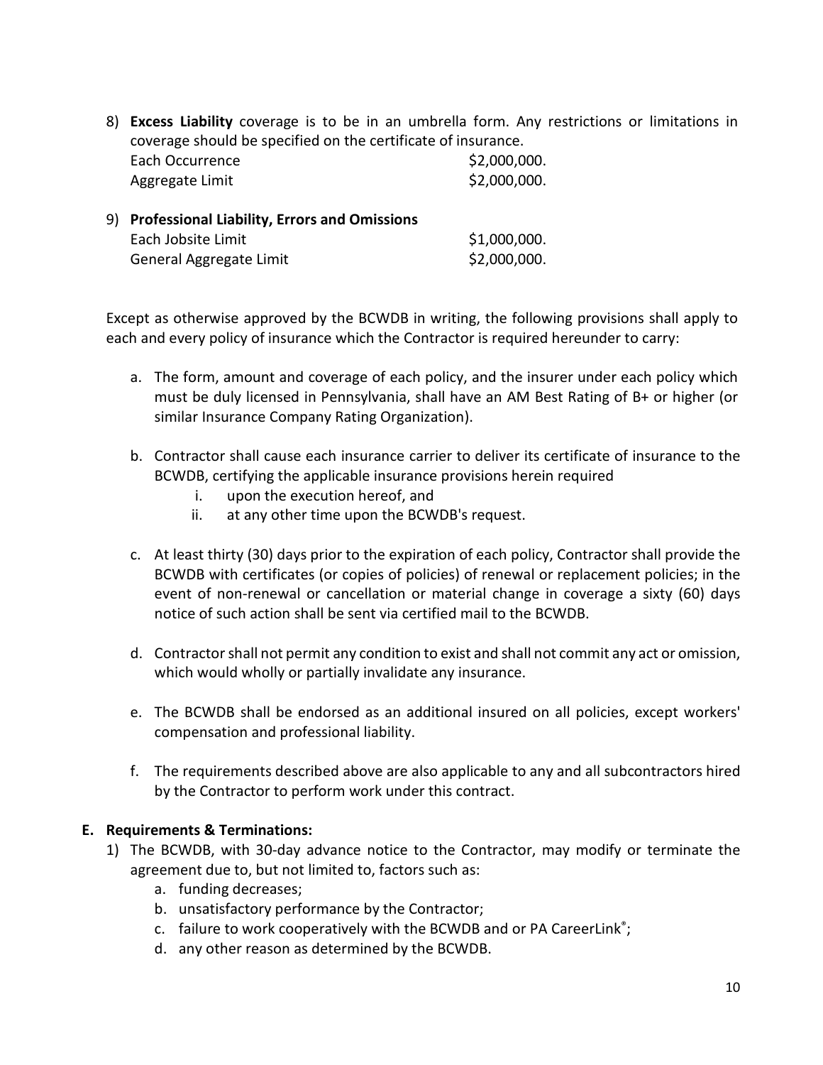8) **Excess Liability** coverage is to be in an umbrella form. Any restrictions or limitations in coverage should be specified on the certificate of insurance.

| | |
|---|---|
| Each Occurrence | $2,000,000. |
| Aggregate Limit | $2,000,000. |

9) **Professional Liability, Errors and Omissions**

| | |
|---|---|
| Each Jobsite Limit | $1,000,000. |
| General Aggregate Limit | $2,000,000. |

Except as otherwise approved by the BCWDB in writing, the following provisions shall apply to each and every policy of insurance which the Contractor is required hereunder to carry:

a. The form, amount and coverage of each policy, and the insurer under each policy which must be duly licensed in Pennsylvania, shall have an AM Best Rating of B+ or higher (or similar Insurance Company Rating Organization).

b. Contractor shall cause each insurance carrier to deliver its certificate of insurance to the BCWDB, certifying the applicable insurance provisions herein required
   i. upon the execution hereof, and
   ii. at any other time upon the BCWDB's request.

c. At least thirty (30) days prior to the expiration of each policy, Contractor shall provide the BCWDB with certificates (or copies of policies) of renewal or replacement policies; in the event of non-renewal or cancellation or material change in coverage a sixty (60) days notice of such action shall be sent via certified mail to the BCWDB.

d. Contractor shall not permit any condition to exist and shall not commit any act or omission, which would wholly or partially invalidate any insurance.

e. The BCWDB shall be endorsed as an additional insured on all policies, except workers' compensation and professional liability.

f. The requirements described above are also applicable to any and all subcontractors hired by the Contractor to perform work under this contract.

**E. Requirements & Terminations:**

1) The BCWDB, with 30-day advance notice to the Contractor, may modify or terminate the agreement due to, but not limited to, factors such as:
   a. funding decreases;
   b. unsatisfactory performance by the Contractor;
   c. failure to work cooperatively with the BCWDB and or PA CareerLink®;
   d. any other reason as determined by the BCWDB.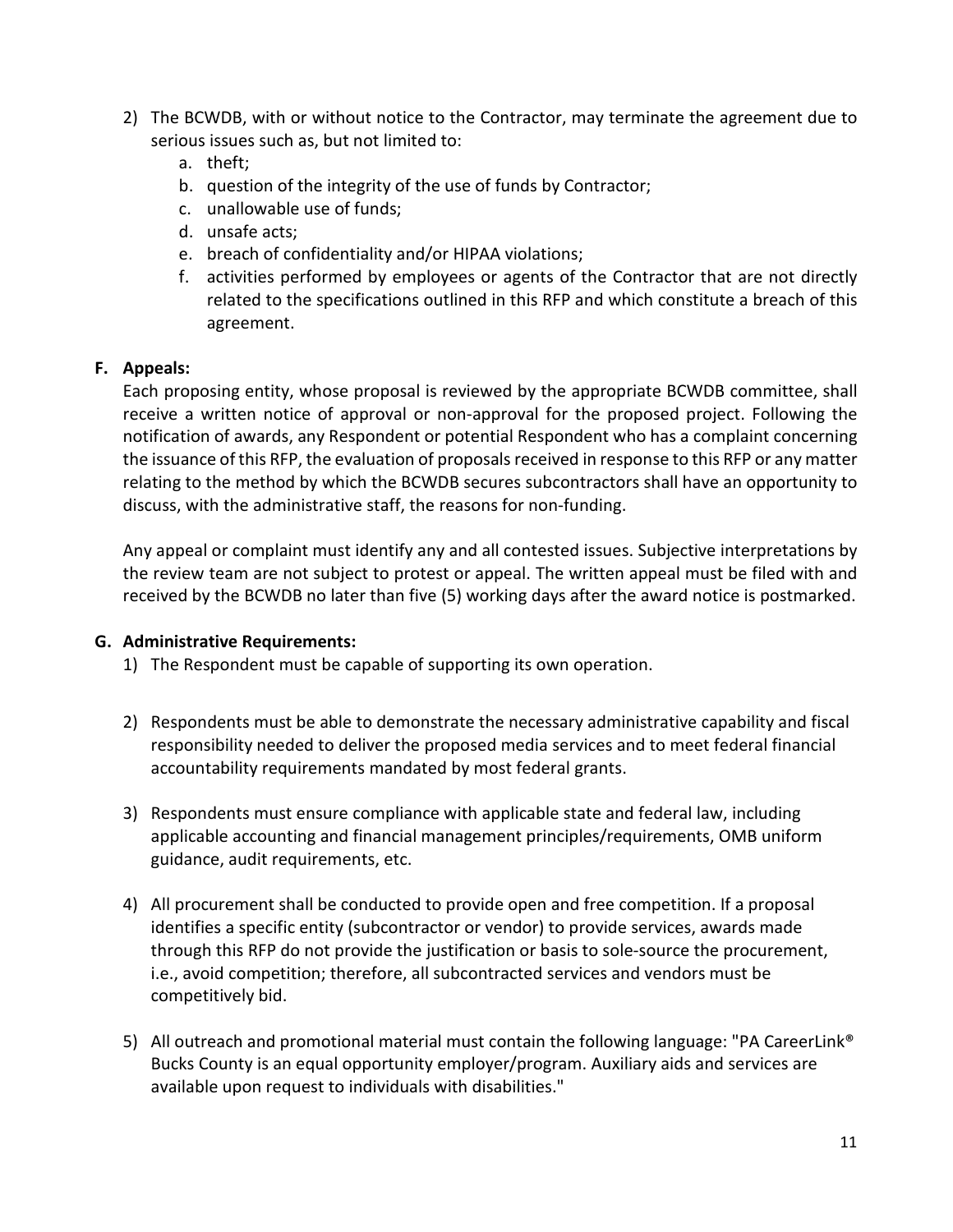2) The BCWDB, with or without notice to the Contractor, may terminate the agreement due to serious issues such as, but not limited to:
   a. theft;
   b. question of the integrity of the use of funds by Contractor;
   c. unallowable use of funds;
   d. unsafe acts;
   e. breach of confidentiality and/or HIPAA violations;
   f. activities performed by employees or agents of the Contractor that are not directly related to the specifications outlined in this RFP and which constitute a breach of this agreement.

**F. Appeals:**

Each proposing entity, whose proposal is reviewed by the appropriate BCWDB committee, shall receive a written notice of approval or non-approval for the proposed project. Following the notification of awards, any Respondent or potential Respondent who has a complaint concerning the issuance of this RFP, the evaluation of proposals received in response to this RFP or any matter relating to the method by which the BCWDB secures subcontractors shall have an opportunity to discuss, with the administrative staff, the reasons for non-funding.

Any appeal or complaint must identify any and all contested issues. Subjective interpretations by the review team are not subject to protest or appeal. The written appeal must be filed with and received by the BCWDB no later than five (5) working days after the award notice is postmarked.

**G. Administrative Requirements:**

1) The Respondent must be capable of supporting its own operation.

2) Respondents must be able to demonstrate the necessary administrative capability and fiscal responsibility needed to deliver the proposed media services and to meet federal financial accountability requirements mandated by most federal grants.

3) Respondents must ensure compliance with applicable state and federal law, including applicable accounting and financial management principles/requirements, OMB uniform guidance, audit requirements, etc.

4) All procurement shall be conducted to provide open and free competition. If a proposal identifies a specific entity (subcontractor or vendor) to provide services, awards made through this RFP do not provide the justification or basis to sole-source the procurement, i.e., avoid competition; therefore, all subcontracted services and vendors must be competitively bid.

5) All outreach and promotional material must contain the following language: "PA CareerLink® Bucks County is an equal opportunity employer/program. Auxiliary aids and services are available upon request to individuals with disabilities."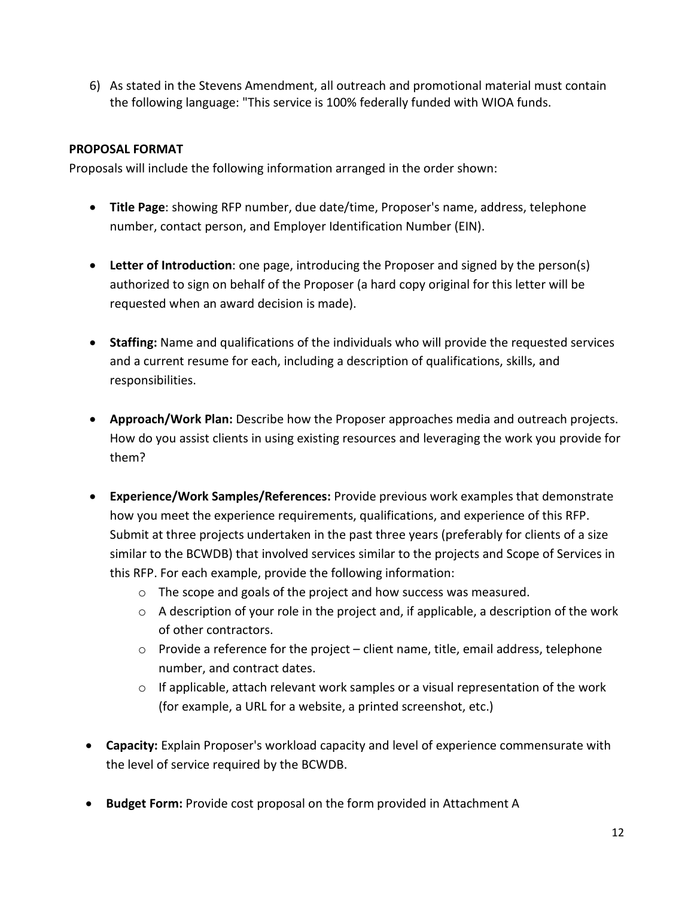6) As stated in the Stevens Amendment, all outreach and promotional material must contain the following language: "This service is 100% federally funded with WIOA funds.

**PROPOSAL FORMAT**

Proposals will include the following information arranged in the order shown:

- **Title Page**: showing RFP number, due date/time, Proposer's name, address, telephone number, contact person, and Employer Identification Number (EIN).

- **Letter of Introduction**: one page, introducing the Proposer and signed by the person(s) authorized to sign on behalf of the Proposer (a hard copy original for this letter will be requested when an award decision is made).

- **Staffing:** Name and qualifications of the individuals who will provide the requested services and a current resume for each, including a description of qualifications, skills, and responsibilities.

- **Approach/Work Plan:** Describe how the Proposer approaches media and outreach projects. How do you assist clients in using existing resources and leveraging the work you provide for them?

- **Experience/Work Samples/References:** Provide previous work examples that demonstrate how you meet the experience requirements, qualifications, and experience of this RFP. Submit at three projects undertaken in the past three years (preferably for clients of a size similar to the BCWDB) that involved services similar to the projects and Scope of Services in this RFP. For each example, provide the following information:
  - The scope and goals of the project and how success was measured.
  - A description of your role in the project and, if applicable, a description of the work of other contractors.
  - Provide a reference for the project – client name, title, email address, telephone number, and contract dates.
  - If applicable, attach relevant work samples or a visual representation of the work (for example, a URL for a website, a printed screenshot, etc.)

- **Capacity:** Explain Proposer's workload capacity and level of experience commensurate with the level of service required by the BCWDB.

- **Budget Form:** Provide cost proposal on the form provided in Attachment A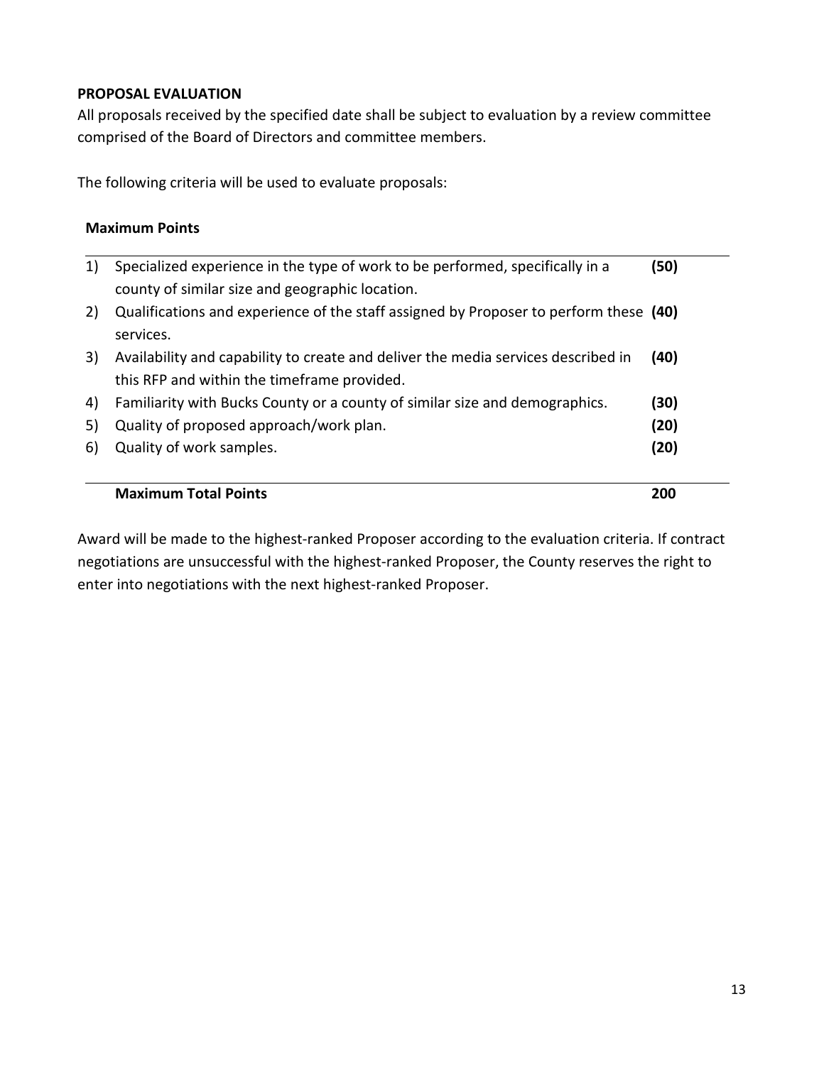**PROPOSAL EVALUATION**

All proposals received by the specified date shall be subject to evaluation by a review committee comprised of the Board of Directors and committee members.

The following criteria will be used to evaluate proposals:

**Maximum Points**

| | | |
|---|---|---|
| 1) | Specialized experience in the type of work to be performed, specifically in a county of similar size and geographic location. | **(50)** |
| 2) | Qualifications and experience of the staff assigned by Proposer to perform these services. | **(40)** |
| 3) | Availability and capability to create and deliver the media services described in this RFP and within the timeframe provided. | **(40)** |
| 4) | Familiarity with Bucks County or a county of similar size and demographics. | **(30)** |
| 5) | Quality of proposed approach/work plan. | **(20)** |
| 6) | Quality of work samples. | **(20)** |
| | **Maximum Total Points** | **200** |

Award will be made to the highest-ranked Proposer according to the evaluation criteria. If contract negotiations are unsuccessful with the highest-ranked Proposer, the County reserves the right to enter into negotiations with the next highest-ranked Proposer.